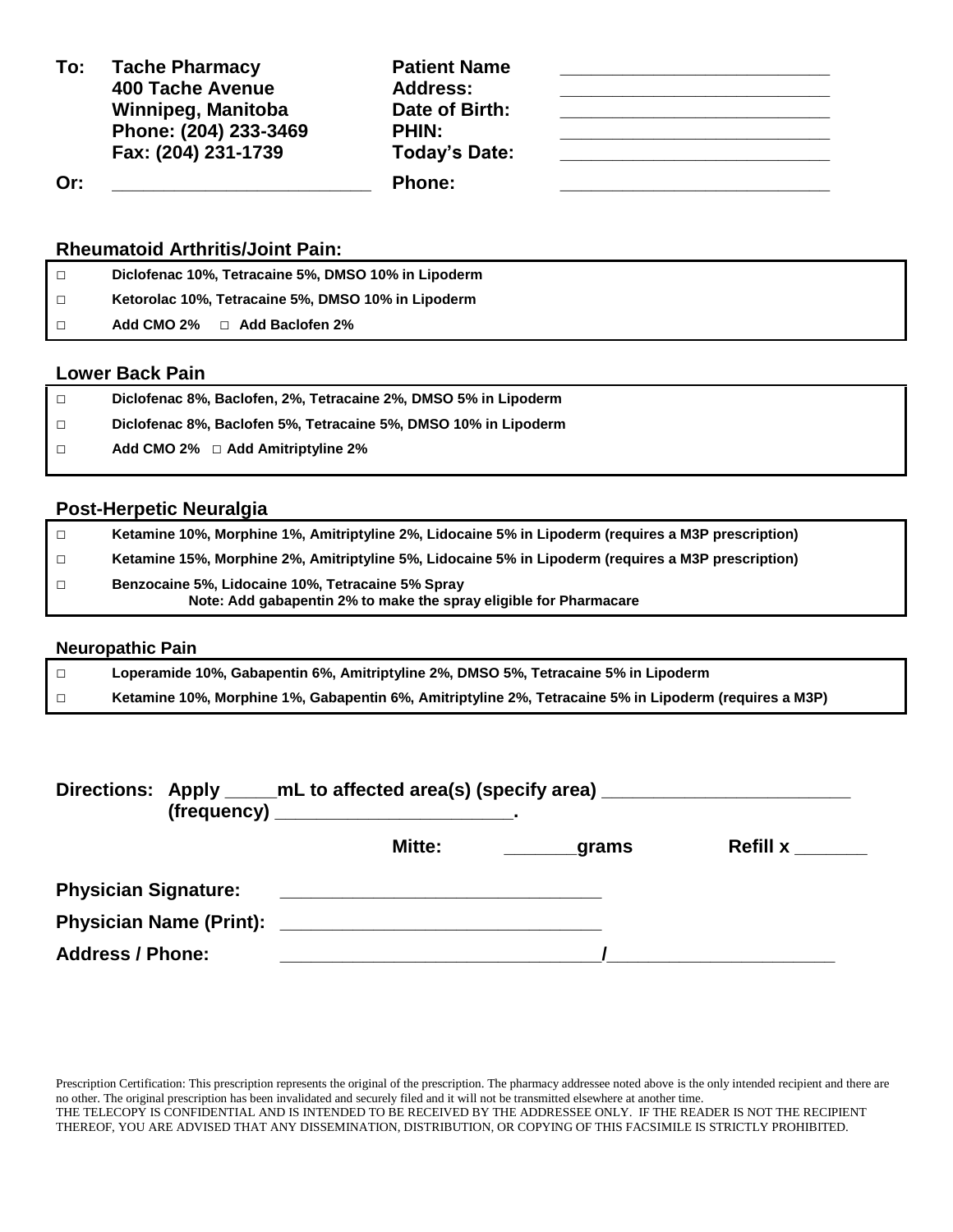**To:** **Tache Pharmacy**
**400 Tache Avenue**
**Winnipeg, Manitoba**
**Phone: (204) 233-3469**
**Fax: (204) 231-1739**

**Or:** ___________________________

**Patient Name** ___________________________
**Address:** ___________________________
**Date of Birth:** ___________________________
**PHIN:** ___________________________
**Today's Date:** ___________________________
**Phone:** ___________________________

## Rheumatoid Arthritis/Joint Pain:

- □ **Diclofenac 10%, Tetracaine 5%, DMSO 10% in Lipoderm**
- □ **Ketorolac 10%, Tetracaine 5%, DMSO 10% in Lipoderm**
- □ **Add CMO 2%** □ **Add Baclofen 2%**

## Lower Back Pain

- □ **Diclofenac 8%, Baclofen, 2%, Tetracaine 2%, DMSO 5% in Lipoderm**
- □ **Diclofenac 8%, Baclofen 5%, Tetracaine 5%, DMSO 10% in Lipoderm**
- □ **Add CMO 2%** □ **Add Amitriptyline 2%**

## Post-Herpetic Neuralgia

- □ **Ketamine 10%, Morphine 1%, Amitriptyline 2%, Lidocaine 5% in Lipoderm (requires a M3P prescription)**
- □ **Ketamine 15%, Morphine 2%, Amitriptyline 5%, Lidocaine 5% in Lipoderm (requires a M3P prescription)**
- □ **Benzocaine 5%, Lidocaine 10%, Tetracaine 5% Spray**
  **Note: Add gabapentin 2% to make the spray eligible for Pharmacare**

## Neuropathic Pain

- □ **Loperamide 10%, Gabapentin 6%, Amitriptyline 2%, DMSO 5%, Tetracaine 5% in Lipoderm**
- □ **Ketamine 10%, Morphine 1%, Gabapentin 6%, Amitriptyline 2%, Tetracaine 5% in Lipoderm (requires a M3P)**

**Directions: Apply _____mL to affected area(s) (specify area) ________________________ (frequency) _______________________.**

**Mitte:** _______**grams** **Refill x** _______

**Physician Signature:** _________________________________

**Physician Name (Print):** _________________________________

**Address / Phone:** _________________________________/_______________________

Prescription Certification: This prescription represents the original of the prescription. The pharmacy addressee noted above is the only intended recipient and there are no other. The original prescription has been invalidated and securely filed and it will not be transmitted elsewhere at another time.
THE TELECOPY IS CONFIDENTIAL AND IS INTENDED TO BE RECEIVED BY THE ADDRESSEE ONLY. IF THE READER IS NOT THE RECIPIENT THEREOF, YOU ARE ADVISED THAT ANY DISSEMINATION, DISTRIBUTION, OR COPYING OF THIS FACSIMILE IS STRICTLY PROHIBITED.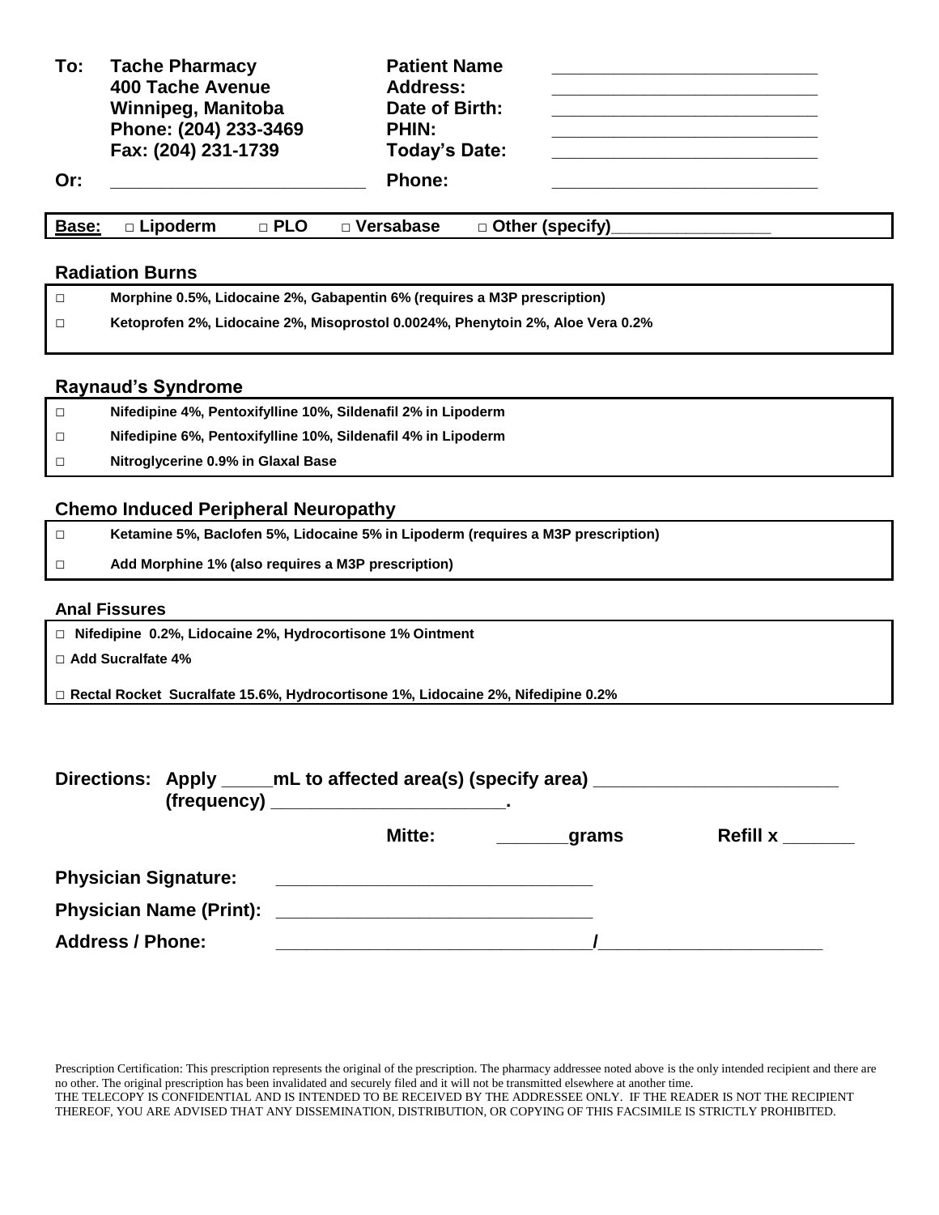**To:** **Tache Pharmacy**
**400 Tache Avenue**
**Winnipeg, Manitoba**
**Phone: (204) 233-3469**
**Fax: (204) 231-1739**

**Or:** ___________________________

**Patient Name** ___________________________
**Address:** ___________________________
**Date of Birth:** ___________________________
**PHIN:** ___________________________
**Today's Date:** ___________________________
**Phone:** ___________________________

**Base:** □ Lipoderm □ PLO □ Versabase □ Other (specify)________________

## Radiation Burns

- □ **Morphine 0.5%, Lidocaine 2%, Gabapentin 6% (requires a M3P prescription)**
- □ **Ketoprofen 2%, Lidocaine 2%, Misoprostol 0.0024%, Phenytoin 2%, Aloe Vera 0.2%**

## Raynaud's Syndrome

- □ **Nifedipine 4%, Pentoxifylline 10%, Sildenafil 2% in Lipoderm**
- □ **Nifedipine 6%, Pentoxifylline 10%, Sildenafil 4% in Lipoderm**
- □ **Nitroglycerine 0.9% in Glaxal Base**

## Chemo Induced Peripheral Neuropathy

- □ **Ketamine 5%, Baclofen 5%, Lidocaine 5% in Lipoderm (requires a M3P prescription)**
- □ **Add Morphine 1% (also requires a M3P prescription)**

## Anal Fissures

- □ **Nifedipine 0.2%, Lidocaine 2%, Hydrocortisone 1% Ointment**
- □ **Add Sucralfate 4%**
- □ **Rectal Rocket Sucralfate 15.6%, Hydrocortisone 1%, Lidocaine 2%, Nifedipine 0.2%**

**Directions: Apply _____mL to affected area(s) (specify area) ________________________ (frequency) _______________________.**

**Mitte:** _______**grams** **Refill x** _______

**Physician Signature:** _________________________________

**Physician Name (Print):** _________________________________

**Address / Phone:** _______________________________/______________________

Prescription Certification: This prescription represents the original of the prescription. The pharmacy addressee noted above is the only intended recipient and there are no other. The original prescription has been invalidated and securely filed and it will not be transmitted elsewhere at another time.
THE TELECOPY IS CONFIDENTIAL AND IS INTENDED TO BE RECEIVED BY THE ADDRESSEE ONLY. IF THE READER IS NOT THE RECIPIENT THEREOF, YOU ARE ADVISED THAT ANY DISSEMINATION, DISTRIBUTION, OR COPYING OF THIS FACSIMILE IS STRICTLY PROHIBITED.